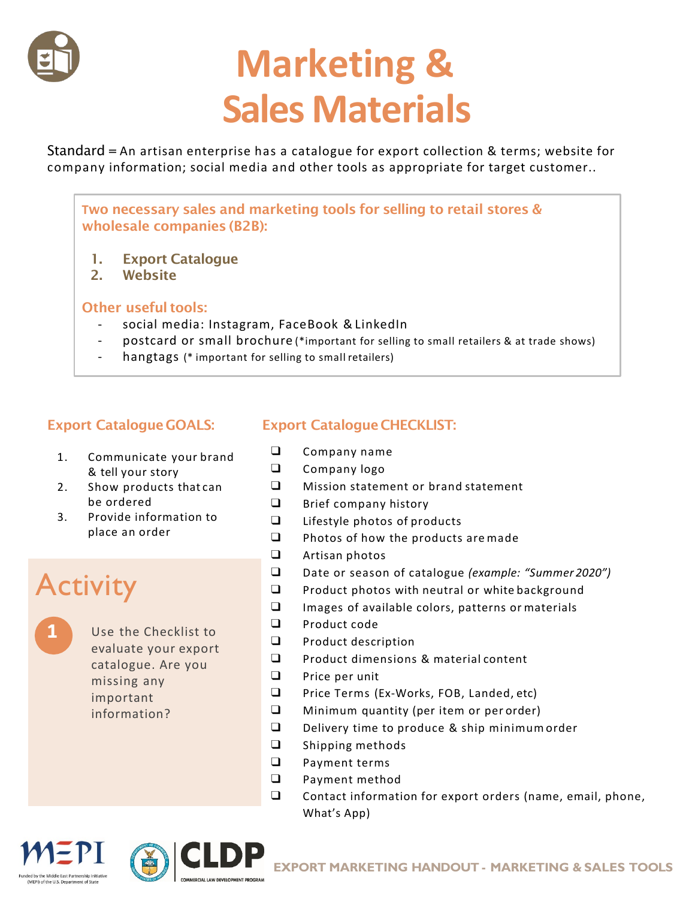# Marketing & Sales Materials

Standard = An artisan enterprise has a catalogue for export collection & terms; website for company information; social media and other tools as appropriate for target customer..

**Two necessary sales and marketing tools for selling to retail stores & wholesale companies (B2B):**

1. **Export Catalogue**
2. **Website**

**Other useful tools:**

- social media: Instagram, FaceBook & LinkedIn
- postcard or small brochure (*important for selling to small retailers & at trade shows)
- hangtags (* important for selling to small retailers)

## Export Catalogue GOALS:

1. Communicate your brand & tell your story
2. Show products that can be ordered
3. Provide information to place an order

## Activity

**1** Use the Checklist to evaluate your export catalogue. Are you missing any important information?

## Export Catalogue CHECKLIST:

- ❑ Company name
- ❑ Company logo
- ❑ Mission statement or brand statement
- ❑ Brief company history
- ❑ Lifestyle photos of products
- ❑ Photos of how the products are made
- ❑ Artisan photos
- ❑ Date or season of catalogue *(example: "Summer 2020")*
- ❑ Product photos with neutral or white background
- ❑ Images of available colors, patterns or materials
- ❑ Product code
- ❑ Product description
- ❑ Product dimensions & material content
- ❑ Price per unit
- ❑ Price Terms (Ex-Works, FOB, Landed, etc)
- ❑ Minimum quantity (per item or per order)
- ❑ Delivery time to produce & ship minimum order
- ❑ Shipping methods
- ❑ Payment terms
- ❑ Payment method
- ❑ Contact information for export orders (name, email, phone, What's App)

Funded by the Middle East Partnership Initiative (MEPI) of the U.S. Department of State

CLDP COMMERCIAL LAW DEVELOPMENT PROGRAM

EXPORT MARKETING HANDOUT - MARKETING & SALES TOOLS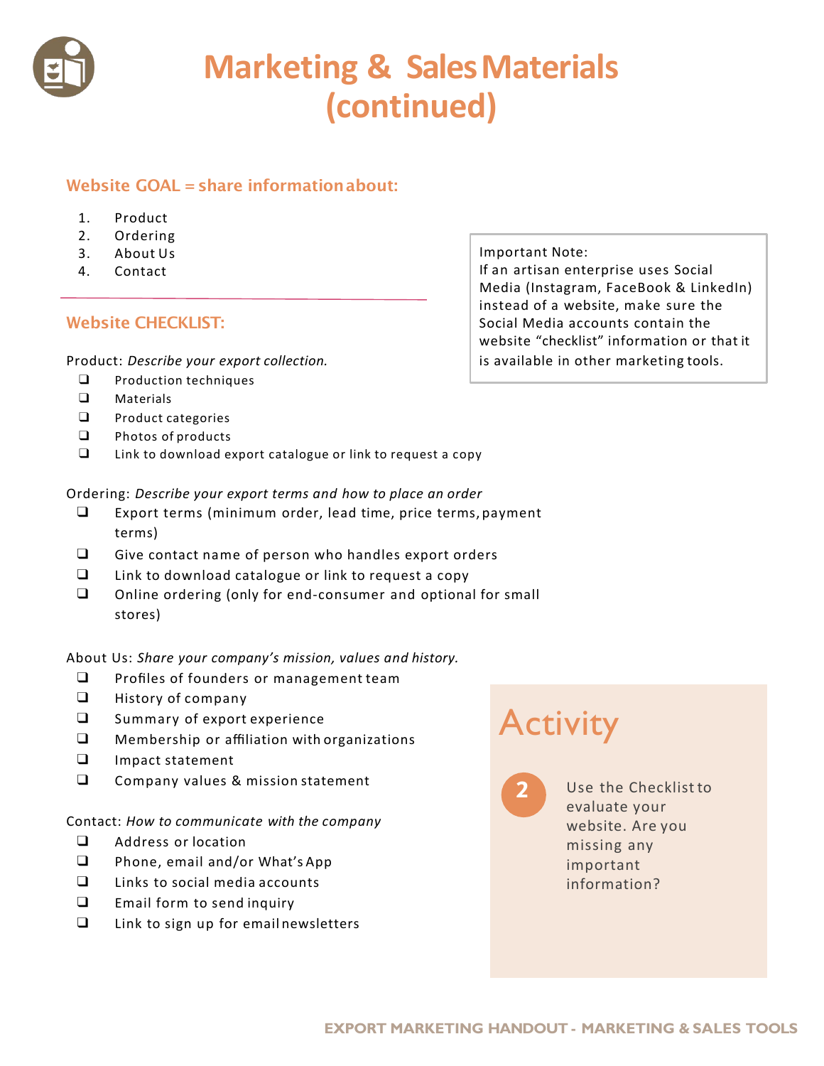# Marketing & Sales Materials (continued)

## Website GOAL = share information about:

1. Product
2. Ordering
3. About Us
4. Contact

> Important Note:
> If an artisan enterprise uses Social Media (Instagram, FaceBook & LinkedIn) instead of a website, make sure the Social Media accounts contain the website "checklist" information or that it is available in other marketing tools.

---

## Website CHECKLIST:

Product: *Describe your export collection.*

- ❑ Production techniques
- ❑ Materials
- ❑ Product categories
- ❑ Photos of products
- ❑ Link to download export catalogue or link to request a copy

Ordering: *Describe your export terms and how to place an order*

- ❑ Export terms (minimum order, lead time, price terms, payment terms)
- ❑ Give contact name of person who handles export orders
- ❑ Link to download catalogue or link to request a copy
- ❑ Online ordering (only for end-consumer and optional for small stores)

About Us: *Share your company's mission, values and history.*

- ❑ Profiles of founders or management team
- ❑ History of company
- ❑ Summary of export experience
- ❑ Membership or affiliation with organizations
- ❑ Impact statement
- ❑ Company values & mission statement

Contact: *How to communicate with the company*

- ❑ Address or location
- ❑ Phone, email and/or What's App
- ❑ Links to social media accounts
- ❑ Email form to send inquiry
- ❑ Link to sign up for email newsletters

## Activity

**2** Use the Checklist to evaluate your website. Are you missing any important information?